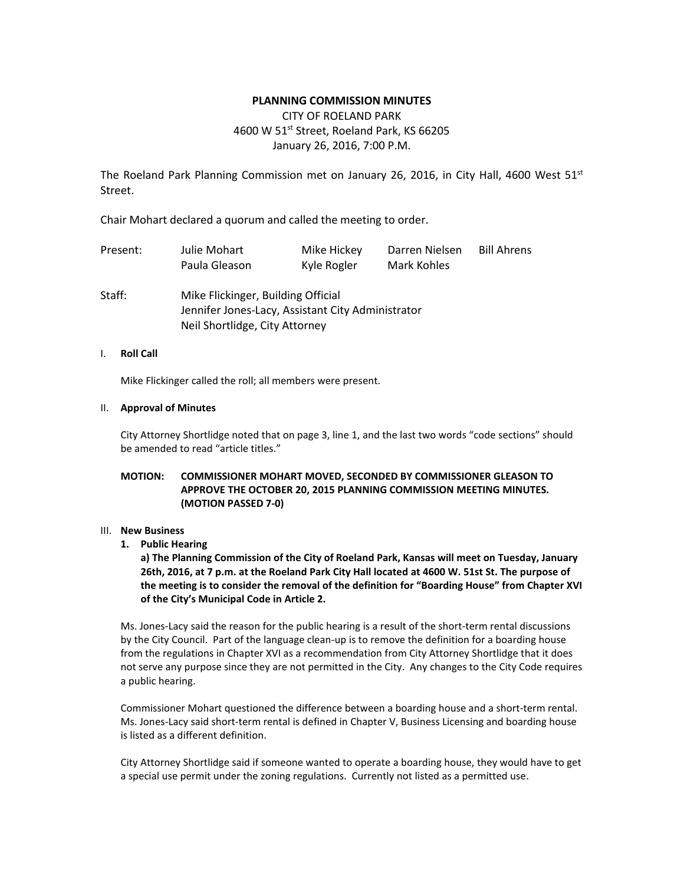# PLANNING COMMISSION MINUTES

CITY OF ROELAND PARK
4600 W 51st Street, Roeland Park, KS 66205
January 26, 2016, 7:00 P.M.

The Roeland Park Planning Commission met on January 26, 2016, in City Hall, 4600 West 51st Street.

Chair Mohart declared a quorum and called the meeting to order.

| Present: | Julie Mohart | Mike Hickey | Darren Nielsen | Bill Ahrens |
|---|---|---|---|---|
| | Paula Gleason | Kyle Rogler | Mark Kohles | |

Staff: Mike Flickinger, Building Official
Jennifer Jones-Lacy, Assistant City Administrator
Neil Shortlidge, City Attorney

I. **Roll Call**

Mike Flickinger called the roll; all members were present.

II. **Approval of Minutes**

City Attorney Shortlidge noted that on page 3, line 1, and the last two words "code sections" should be amended to read "article titles."

**MOTION: COMMISSIONER MOHART MOVED, SECONDED BY COMMISSIONER GLEASON TO APPROVE THE OCTOBER 20, 2015 PLANNING COMMISSION MEETING MINUTES. (MOTION PASSED 7-0)**

III. **New Business**

1. **Public Hearing**

**a) The Planning Commission of the City of Roeland Park, Kansas will meet on Tuesday, January 26th, 2016, at 7 p.m. at the Roeland Park City Hall located at 4600 W. 51st St. The purpose of the meeting is to consider the removal of the definition for "Boarding House" from Chapter XVI of the City's Municipal Code in Article 2.**

Ms. Jones-Lacy said the reason for the public hearing is a result of the short-term rental discussions by the City Council. Part of the language clean-up is to remove the definition for a boarding house from the regulations in Chapter XVI as a recommendation from City Attorney Shortlidge that it does not serve any purpose since they are not permitted in the City. Any changes to the City Code requires a public hearing.

Commissioner Mohart questioned the difference between a boarding house and a short-term rental. Ms. Jones-Lacy said short-term rental is defined in Chapter V, Business Licensing and boarding house is listed as a different definition.

City Attorney Shortlidge said if someone wanted to operate a boarding house, they would have to get a special use permit under the zoning regulations. Currently not listed as a permitted use.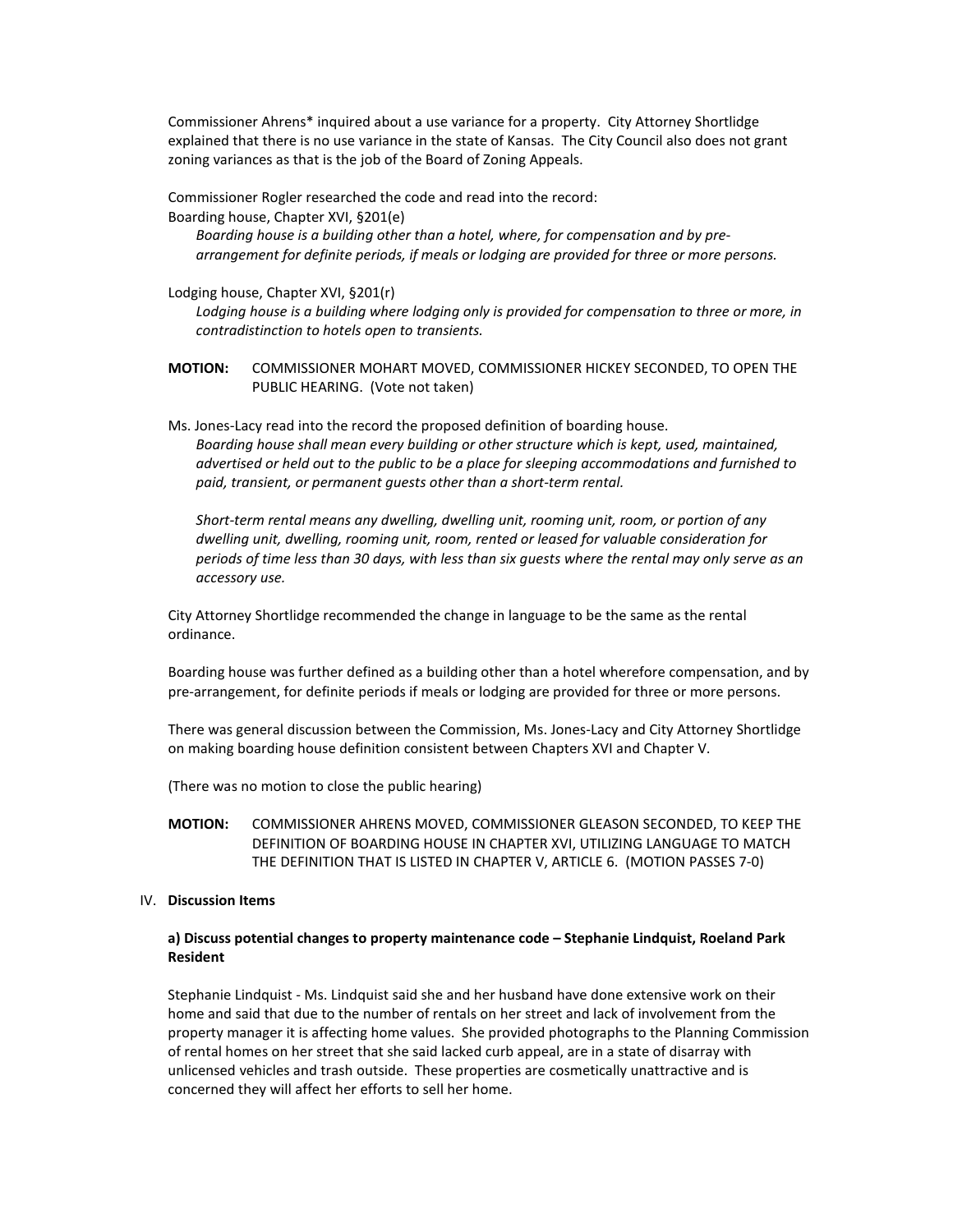Commissioner Ahrens* inquired about a use variance for a property. City Attorney Shortlidge explained that there is no use variance in the state of Kansas. The City Council also does not grant zoning variances as that is the job of the Board of Zoning Appeals.

Commissioner Rogler researched the code and read into the record:
Boarding house, Chapter XVI, §201(e)

> *Boarding house is a building other than a hotel, where, for compensation and by pre-arrangement for definite periods, if meals or lodging are provided for three or more persons.*

Lodging house, Chapter XVI, §201(r)

> *Lodging house is a building where lodging only is provided for compensation to three or more, in contradistinction to hotels open to transients.*

**MOTION:** COMMISSIONER MOHART MOVED, COMMISSIONER HICKEY SECONDED, TO OPEN THE PUBLIC HEARING. (Vote not taken)

Ms. Jones-Lacy read into the record the proposed definition of boarding house.

> *Boarding house shall mean every building or other structure which is kept, used, maintained, advertised or held out to the public to be a place for sleeping accommodations and furnished to paid, transient, or permanent guests other than a short-term rental.*
>
> *Short-term rental means any dwelling, dwelling unit, rooming unit, room, or portion of any dwelling unit, dwelling, rooming unit, room, rented or leased for valuable consideration for periods of time less than 30 days, with less than six guests where the rental may only serve as an accessory use.*

City Attorney Shortlidge recommended the change in language to be the same as the rental ordinance.

Boarding house was further defined as a building other than a hotel wherefore compensation, and by pre-arrangement, for definite periods if meals or lodging are provided for three or more persons.

There was general discussion between the Commission, Ms. Jones-Lacy and City Attorney Shortlidge on making boarding house definition consistent between Chapters XVI and Chapter V.

(There was no motion to close the public hearing)

**MOTION:** COMMISSIONER AHRENS MOVED, COMMISSIONER GLEASON SECONDED, TO KEEP THE DEFINITION OF BOARDING HOUSE IN CHAPTER XVI, UTILIZING LANGUAGE TO MATCH THE DEFINITION THAT IS LISTED IN CHAPTER V, ARTICLE 6. (MOTION PASSES 7-0)

IV. **Discussion Items**

**a) Discuss potential changes to property maintenance code – Stephanie Lindquist, Roeland Park Resident**

Stephanie Lindquist - Ms. Lindquist said she and her husband have done extensive work on their home and said that due to the number of rentals on her street and lack of involvement from the property manager it is affecting home values. She provided photographs to the Planning Commission of rental homes on her street that she said lacked curb appeal, are in a state of disarray with unlicensed vehicles and trash outside. These properties are cosmetically unattractive and is concerned they will affect her efforts to sell her home.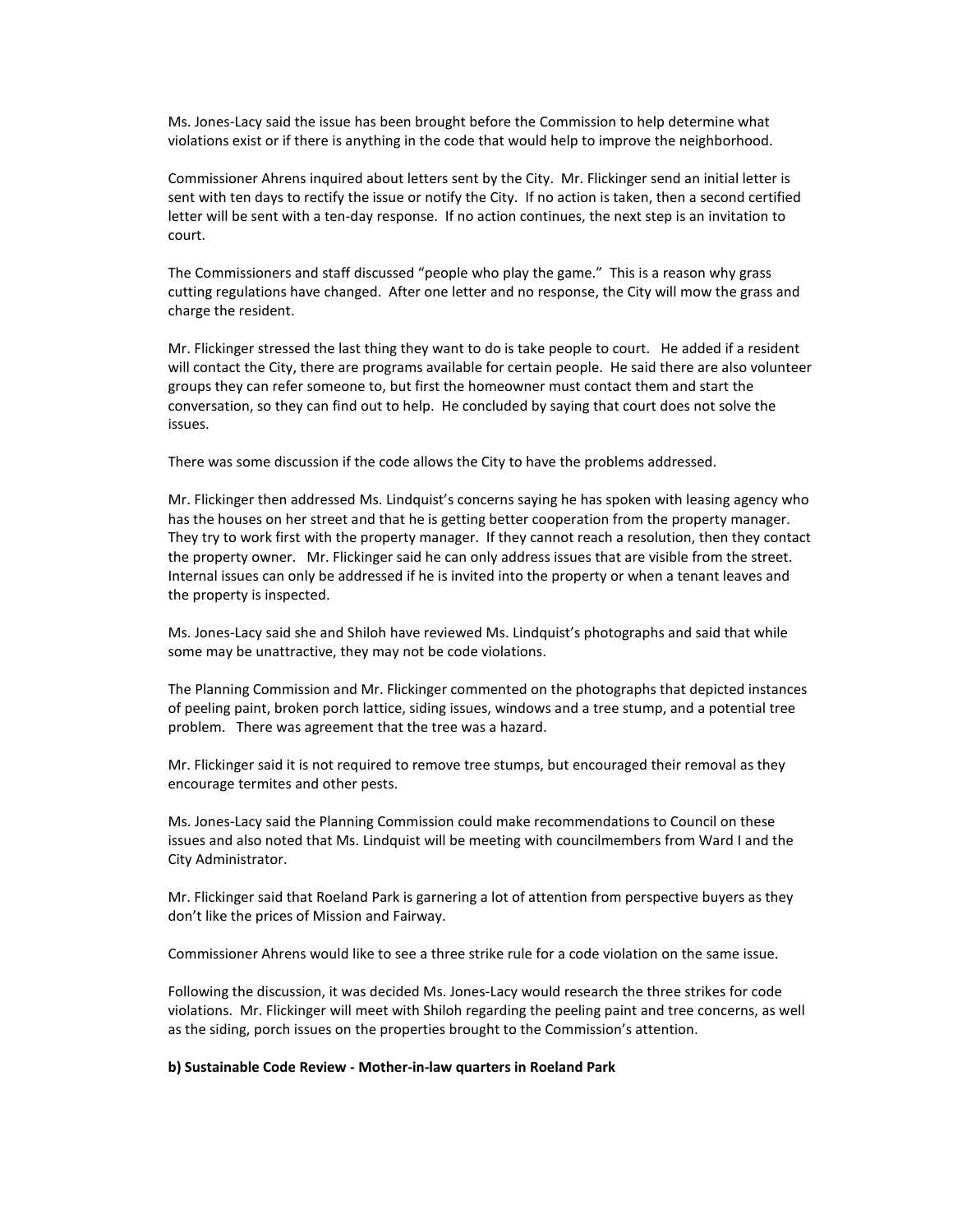Ms. Jones-Lacy said the issue has been brought before the Commission to help determine what violations exist or if there is anything in the code that would help to improve the neighborhood.

Commissioner Ahrens inquired about letters sent by the City. Mr. Flickinger send an initial letter is sent with ten days to rectify the issue or notify the City. If no action is taken, then a second certified letter will be sent with a ten-day response. If no action continues, the next step is an invitation to court.

The Commissioners and staff discussed "people who play the game." This is a reason why grass cutting regulations have changed. After one letter and no response, the City will mow the grass and charge the resident.

Mr. Flickinger stressed the last thing they want to do is take people to court. He added if a resident will contact the City, there are programs available for certain people. He said there are also volunteer groups they can refer someone to, but first the homeowner must contact them and start the conversation, so they can find out to help. He concluded by saying that court does not solve the issues.

There was some discussion if the code allows the City to have the problems addressed.

Mr. Flickinger then addressed Ms. Lindquist's concerns saying he has spoken with leasing agency who has the houses on her street and that he is getting better cooperation from the property manager. They try to work first with the property manager. If they cannot reach a resolution, then they contact the property owner. Mr. Flickinger said he can only address issues that are visible from the street. Internal issues can only be addressed if he is invited into the property or when a tenant leaves and the property is inspected.

Ms. Jones-Lacy said she and Shiloh have reviewed Ms. Lindquist's photographs and said that while some may be unattractive, they may not be code violations.

The Planning Commission and Mr. Flickinger commented on the photographs that depicted instances of peeling paint, broken porch lattice, siding issues, windows and a tree stump, and a potential tree problem. There was agreement that the tree was a hazard.

Mr. Flickinger said it is not required to remove tree stumps, but encouraged their removal as they encourage termites and other pests.

Ms. Jones-Lacy said the Planning Commission could make recommendations to Council on these issues and also noted that Ms. Lindquist will be meeting with councilmembers from Ward I and the City Administrator.

Mr. Flickinger said that Roeland Park is garnering a lot of attention from perspective buyers as they don't like the prices of Mission and Fairway.

Commissioner Ahrens would like to see a three strike rule for a code violation on the same issue.

Following the discussion, it was decided Ms. Jones-Lacy would research the three strikes for code violations. Mr. Flickinger will meet with Shiloh regarding the peeling paint and tree concerns, as well as the siding, porch issues on the properties brought to the Commission's attention.

**b) Sustainable Code Review - Mother-in-law quarters in Roeland Park**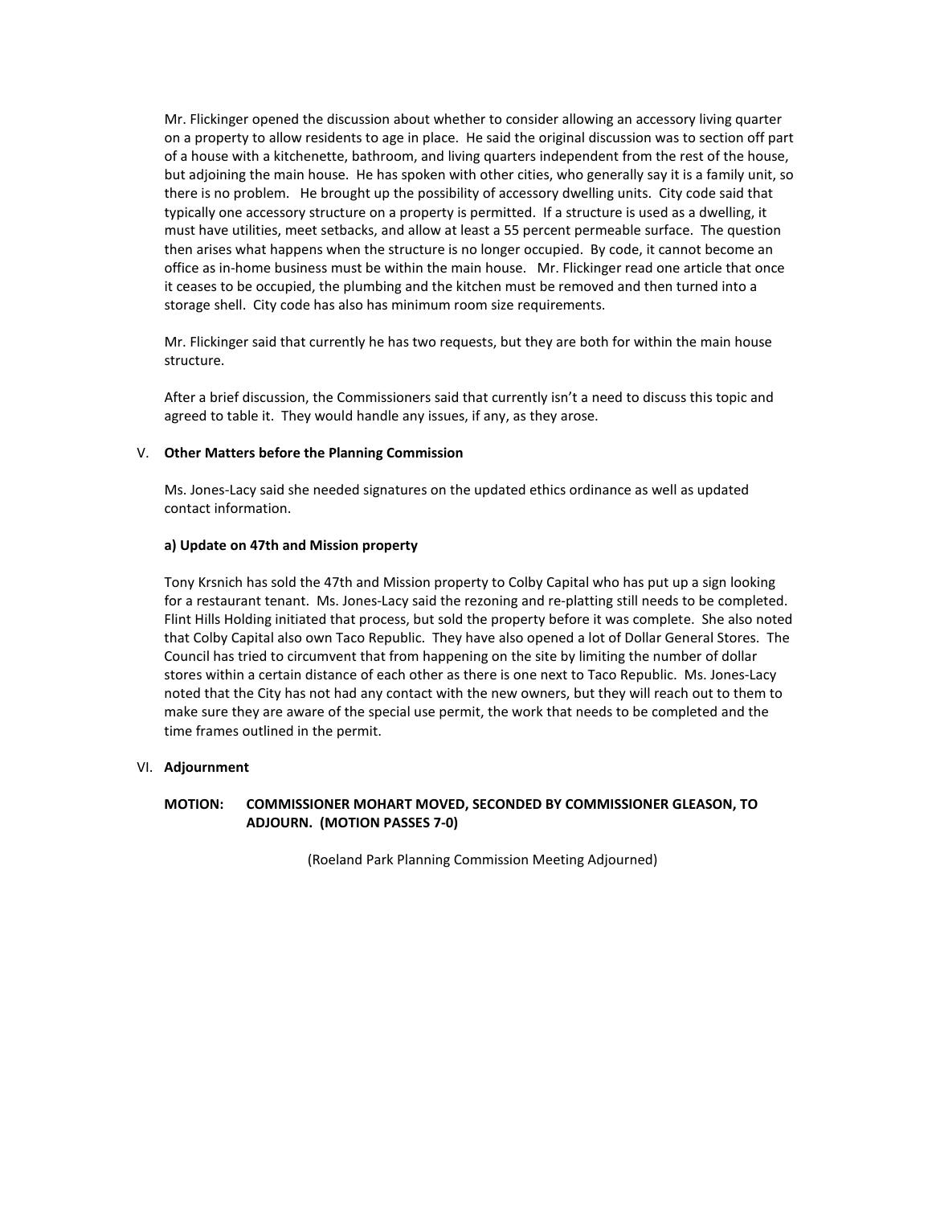Mr. Flickinger opened the discussion about whether to consider allowing an accessory living quarter on a property to allow residents to age in place. He said the original discussion was to section off part of a house with a kitchenette, bathroom, and living quarters independent from the rest of the house, but adjoining the main house. He has spoken with other cities, who generally say it is a family unit, so there is no problem. He brought up the possibility of accessory dwelling units. City code said that typically one accessory structure on a property is permitted. If a structure is used as a dwelling, it must have utilities, meet setbacks, and allow at least a 55 percent permeable surface. The question then arises what happens when the structure is no longer occupied. By code, it cannot become an office as in-home business must be within the main house. Mr. Flickinger read one article that once it ceases to be occupied, the plumbing and the kitchen must be removed and then turned into a storage shell. City code has also has minimum room size requirements.

Mr. Flickinger said that currently he has two requests, but they are both for within the main house structure.

After a brief discussion, the Commissioners said that currently isn't a need to discuss this topic and agreed to table it. They would handle any issues, if any, as they arose.

## V. Other Matters before the Planning Commission

Ms. Jones-Lacy said she needed signatures on the updated ethics ordinance as well as updated contact information.

### a) Update on 47th and Mission property

Tony Krsnich has sold the 47th and Mission property to Colby Capital who has put up a sign looking for a restaurant tenant. Ms. Jones-Lacy said the rezoning and re-platting still needs to be completed. Flint Hills Holding initiated that process, but sold the property before it was complete. She also noted that Colby Capital also own Taco Republic. They have also opened a lot of Dollar General Stores. The Council has tried to circumvent that from happening on the site by limiting the number of dollar stores within a certain distance of each other as there is one next to Taco Republic. Ms. Jones-Lacy noted that the City has not had any contact with the new owners, but they will reach out to them to make sure they are aware of the special use permit, the work that needs to be completed and the time frames outlined in the permit.

## VI. Adjournment

**MOTION: COMMISSIONER MOHART MOVED, SECONDED BY COMMISSIONER GLEASON, TO ADJOURN. (MOTION PASSES 7-0)**

(Roeland Park Planning Commission Meeting Adjourned)